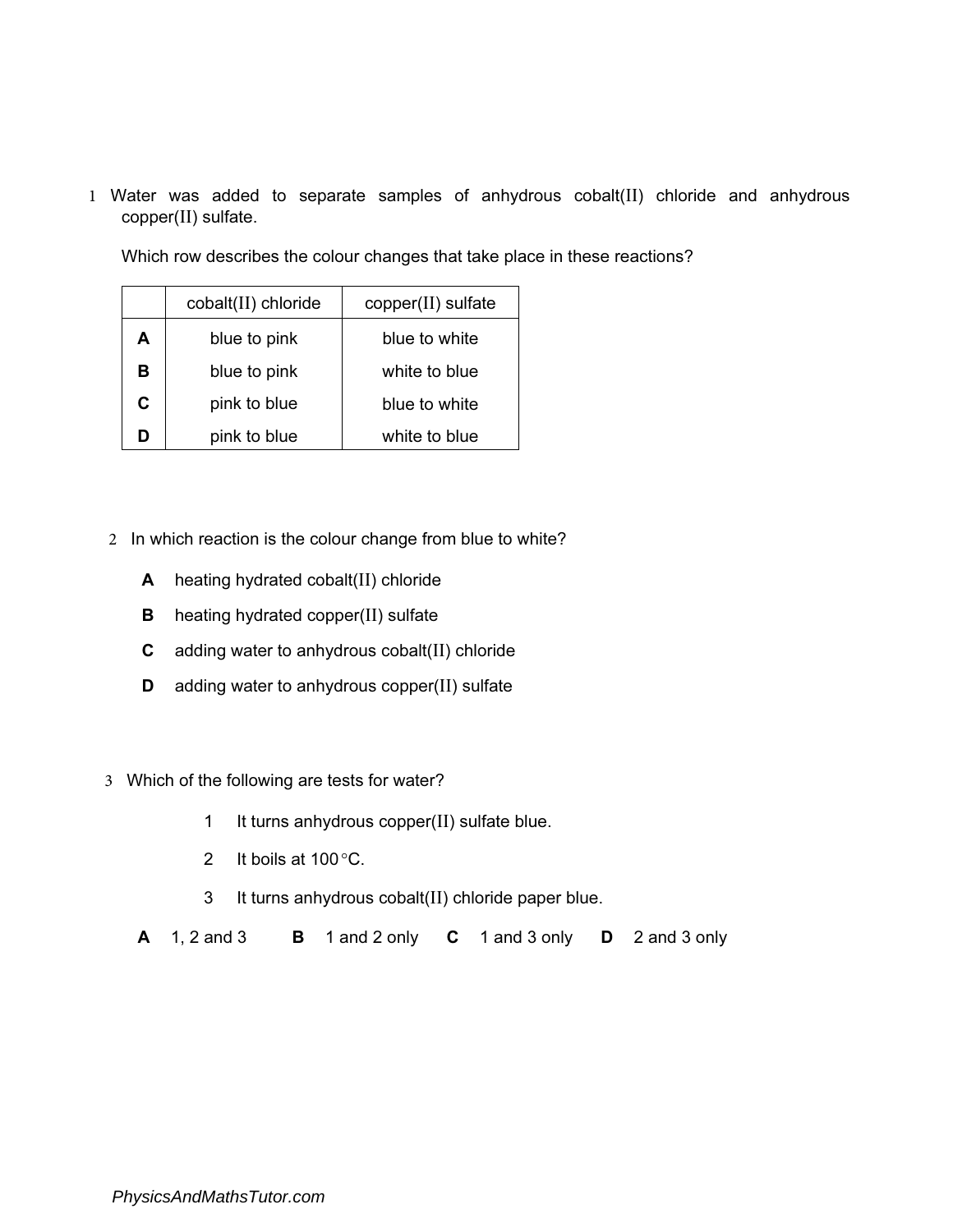1 Water was added to separate samples of anhydrous cobalt(II) chloride and anhydrous copper(II) sulfate.

Which row describes the colour changes that take place in these reactions?

| | cobalt(II) chloride | copper(II) sulfate |
|---|---|---|
| **A** | blue to pink | blue to white |
| **B** | blue to pink | white to blue |
| **C** | pink to blue | blue to white |
| **D** | pink to blue | white to blue |

2 In which reaction is the colour change from blue to white?

**A** heating hydrated cobalt(II) chloride

**B** heating hydrated copper(II) sulfate

**C** adding water to anhydrous cobalt(II) chloride

**D** adding water to anhydrous copper(II) sulfate

3 Which of the following are tests for water?

1 It turns anhydrous copper(II) sulfate blue.

2 It boils at 100 °C.

3 It turns anhydrous cobalt(II) chloride paper blue.

**A** 1, 2 and 3 **B** 1 and 2 only **C** 1 and 3 only **D** 2 and 3 only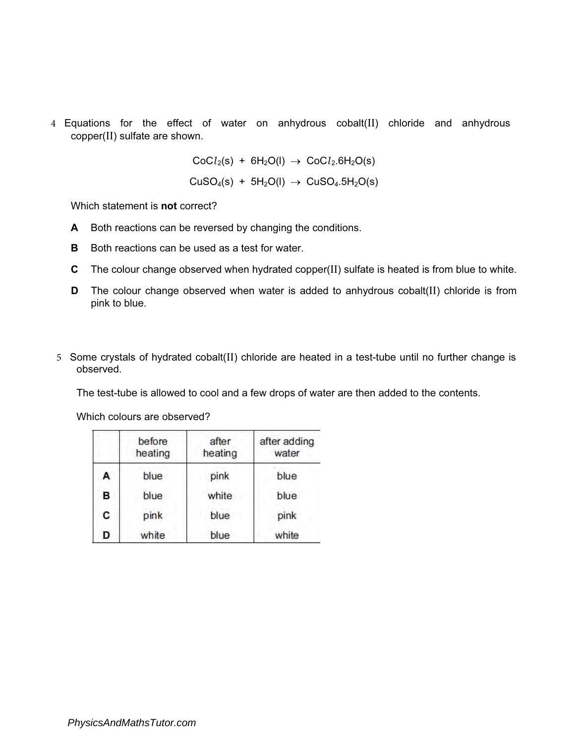4 Equations for the effect of water on anhydrous cobalt(II) chloride and anhydrous copper(II) sulfate are shown.

$$CoCl_2(s) + 6H_2O(l) \rightarrow CoCl_2.6H_2O(s)$$

$$CuSO_4(s) + 5H_2O(l) \rightarrow CuSO_4.5H_2O(s)$$

Which statement is **not** correct?

**A** Both reactions can be reversed by changing the conditions.

**B** Both reactions can be used as a test for water.

**C** The colour change observed when hydrated copper(II) sulfate is heated is from blue to white.

**D** The colour change observed when water is added to anhydrous cobalt(II) chloride is from pink to blue.

5 Some crystals of hydrated cobalt(II) chloride are heated in a test-tube until no further change is observed.

The test-tube is allowed to cool and a few drops of water are then added to the contents.

Which colours are observed?

| | before heating | after heating | after adding water |
|---|---|---|---|
| **A** | blue | pink | blue |
| **B** | blue | white | blue |
| **C** | pink | blue | pink |
| **D** | white | blue | white |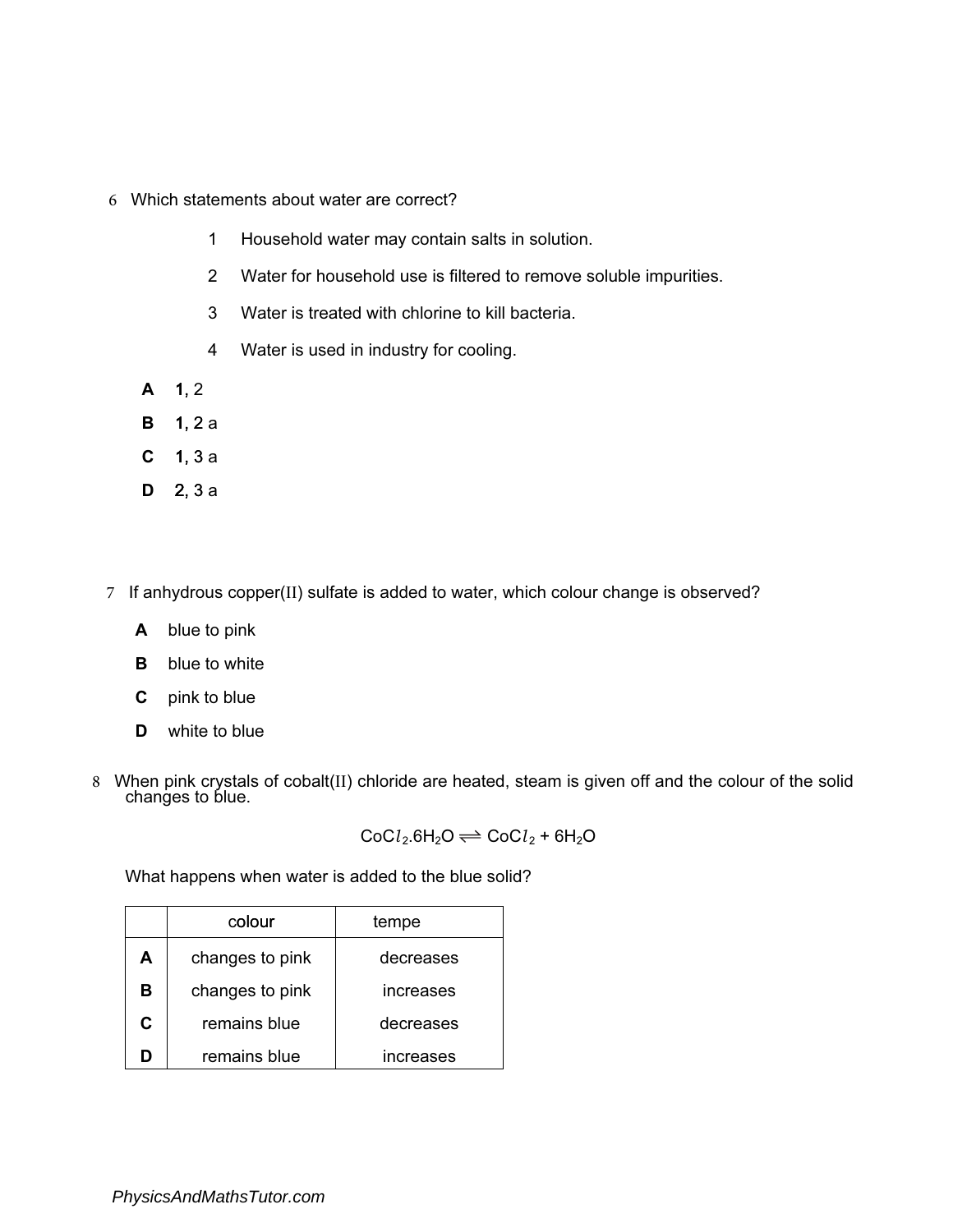6 Which statements about water are correct?

1 Household water may contain salts in solution.

2 Water for household use is filtered to remove soluble impurities.

3 Water is treated with chlorine to kill bacteria.

4 Water is used in industry for cooling.

**A** 1, 2

**B** 1, 2 a

**C** 1, 3 a

**D** 2, 3 a

7 If anhydrous copper(II) sulfate is added to water, which colour change is observed?

**A** blue to pink

**B** blue to white

**C** pink to blue

**D** white to blue

8 When pink crystals of cobalt(II) chloride are heated, steam is given off and the colour of the solid changes to blue.

$$CoCl_2.6H_2O \rightleftharpoons CoCl_2 + 6H_2O$$

What happens when water is added to the blue solid?

| | colour | tempe |
|---|---|---|
| **A** | changes to pink | decreases |
| **B** | changes to pink | increases |
| **C** | remains blue | decreases |
| **D** | remains blue | increases |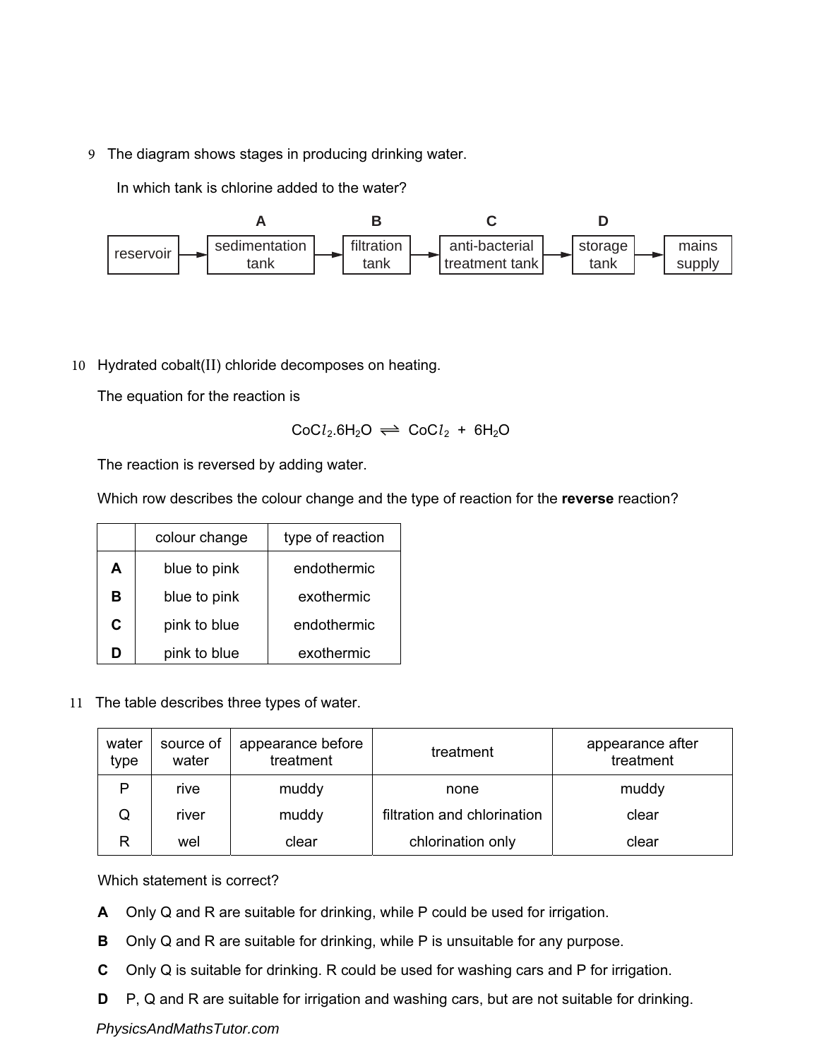9 The diagram shows stages in producing drinking water.

In which tank is chlorine added to the water?

| | A | B | C | D | |
|---|---|---|---|---|---|
| reservoir → | sedimentation tank → | filtration tank → | anti-bacterial treatment tank → | storage tank → | mains supply |

10 Hydrated cobalt(II) chloride decomposes on heating.

The equation for the reaction is

$$CoCl_2.6H_2O \rightleftharpoons CoCl_2 + 6H_2O$$

The reaction is reversed by adding water.

Which row describes the colour change and the type of reaction for the **reverse** reaction?

| | colour change | type of reaction |
|---|---|---|
| **A** | blue to pink | endothermic |
| **B** | blue to pink | exothermic |
| **C** | pink to blue | endothermic |
| **D** | pink to blue | exothermic |

11 The table describes three types of water.

| water type | source of water | appearance before treatment | treatment | appearance after treatment |
|---|---|---|---|---|
| P | rive | muddy | none | muddy |
| Q | river | muddy | filtration and chlorination | clear |
| R | wel | clear | chlorination only | clear |

Which statement is correct?

**A** Only Q and R are suitable for drinking, while P could be used for irrigation.

**B** Only Q and R are suitable for drinking, while P is unsuitable for any purpose.

**C** Only Q is suitable for drinking. R could be used for washing cars and P for irrigation.

**D** P, Q and R are suitable for irrigation and washing cars, but are not suitable for drinking.

*PhysicsAndMathsTutor.com*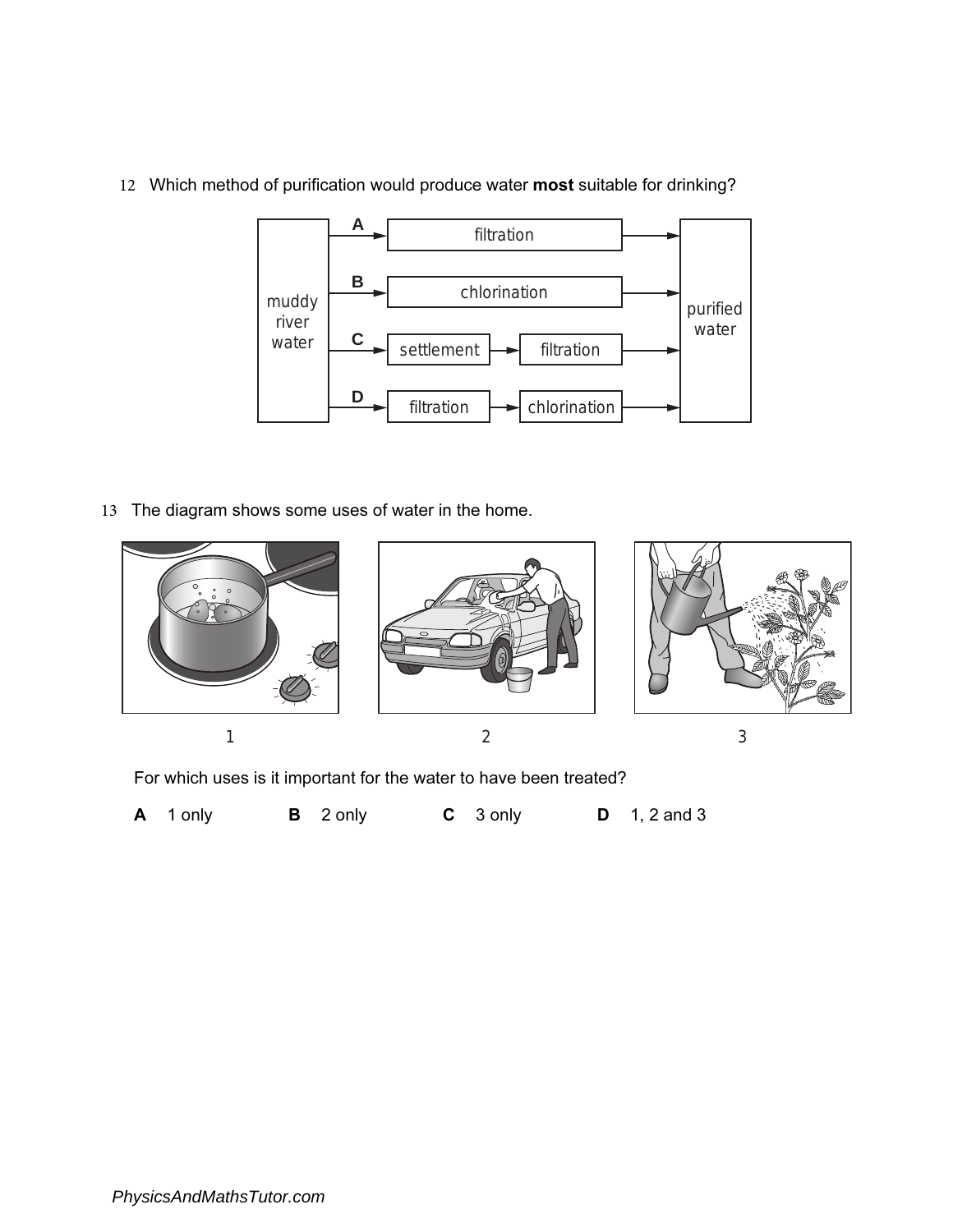12 Which method of purification would produce water **most** suitable for drinking?

| | method |
|---|---|
| **A** | muddy river water → filtration → purified water |
| **B** | muddy river water → chlorination → purified water |
| **C** | muddy river water → settlement → filtration → purified water |
| **D** | muddy river water → filtration → chlorination → purified water |

13 The diagram shows some uses of water in the home.

1 2 3

For which uses is it important for the water to have been treated?

**A** 1 only **B** 2 only **C** 3 only **D** 1, 2 and 3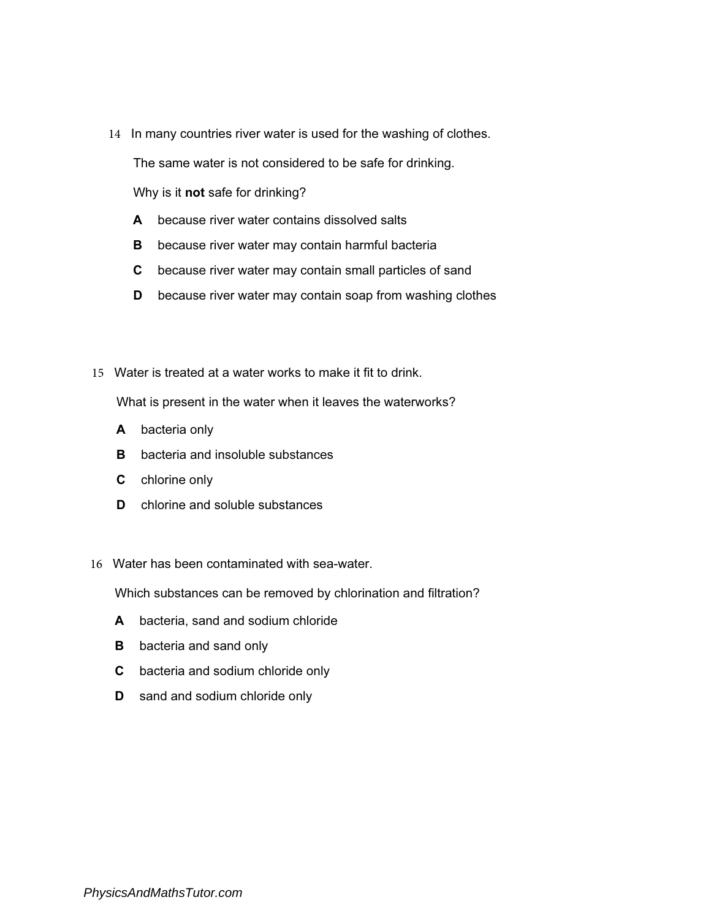14 In many countries river water is used for the washing of clothes.

The same water is not considered to be safe for drinking.

Why is it **not** safe for drinking?

**A** because river water contains dissolved salts

**B** because river water may contain harmful bacteria

**C** because river water may contain small particles of sand

**D** because river water may contain soap from washing clothes

15 Water is treated at a water works to make it fit to drink.

What is present in the water when it leaves the waterworks?

**A** bacteria only

**B** bacteria and insoluble substances

**C** chlorine only

**D** chlorine and soluble substances

16 Water has been contaminated with sea-water.

Which substances can be removed by chlorination and filtration?

**A** bacteria, sand and sodium chloride

**B** bacteria and sand only

**C** bacteria and sodium chloride only

**D** sand and sodium chloride only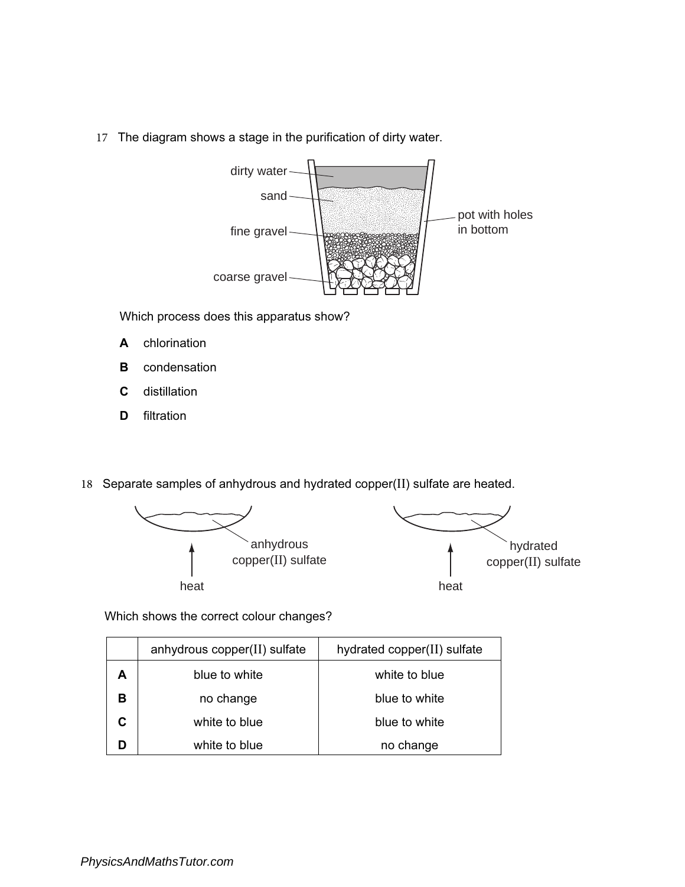17 The diagram shows a stage in the purification of dirty water.

dirty water

sand

fine gravel

coarse gravel

pot with holes in bottom

Which process does this apparatus show?

**A** chlorination

**B** condensation

**C** distillation

**D** filtration

18 Separate samples of anhydrous and hydrated copper(II) sulfate are heated.

anhydrous copper(II) sulfate

heat

hydrated copper(II) sulfate

heat

Which shows the correct colour changes?

| | anhydrous copper(II) sulfate | hydrated copper(II) sulfate |
|---|---|---|
| **A** | blue to white | white to blue |
| **B** | no change | blue to white |
| **C** | white to blue | blue to white |
| **D** | white to blue | no change |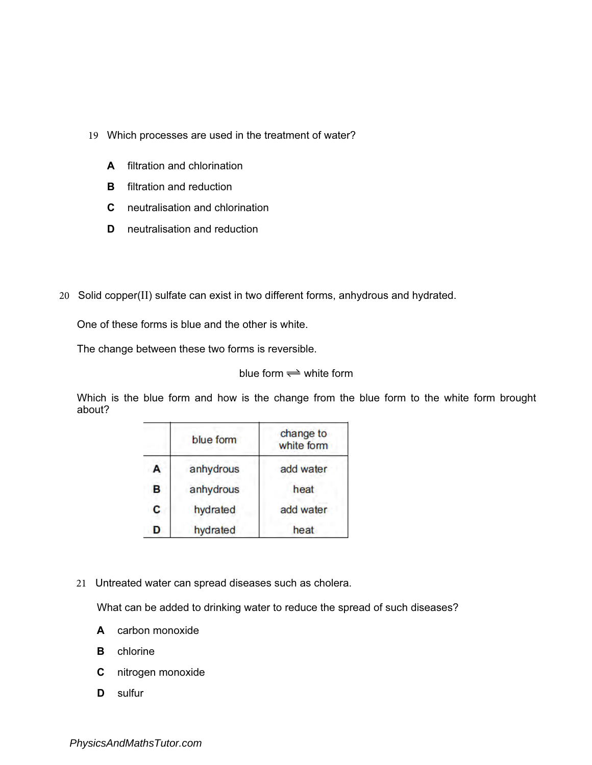19 Which processes are used in the treatment of water?

**A** filtration and chlorination

**B** filtration and reduction

**C** neutralisation and chlorination

**D** neutralisation and reduction

20 Solid copper(II) sulfate can exist in two different forms, anhydrous and hydrated.

One of these forms is blue and the other is white.

The change between these two forms is reversible.

$$\text{blue form} \rightleftharpoons \text{white form}$$

Which is the blue form and how is the change from the blue form to the white form brought about?

| | blue form | change to white form |
|---|---|---|
| **A** | anhydrous | add water |
| **B** | anhydrous | heat |
| **C** | hydrated | add water |
| **D** | hydrated | heat |

21 Untreated water can spread diseases such as cholera.

What can be added to drinking water to reduce the spread of such diseases?

**A** carbon monoxide

**B** chlorine

**C** nitrogen monoxide

**D** sulfur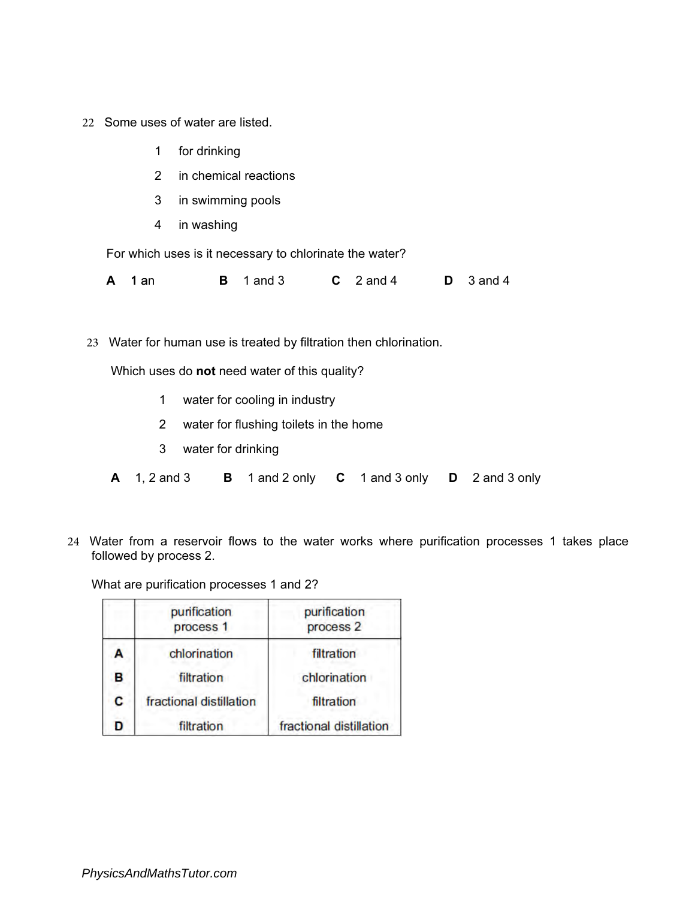22 Some uses of water are listed.

1 for drinking

2 in chemical reactions

3 in swimming pools

4 in washing

For which uses is it necessary to chlorinate the water?

**A** **1** an **B** 1 and 3 **C** 2 and 4 **D** 3 and 4

23 Water for human use is treated by filtration then chlorination.

Which uses do **not** need water of this quality?

1 water for cooling in industry

2 water for flushing toilets in the home

3 water for drinking

**A** 1, 2 and 3 **B** 1 and 2 only **C** 1 and 3 only **D** 2 and 3 only

24 Water from a reservoir flows to the water works where purification processes 1 takes place followed by process 2.

What are purification processes 1 and 2?

| | purification process 1 | purification process 2 |
|---|---|---|
| **A** | chlorination | filtration |
| **B** | filtration | chlorination |
| **C** | fractional distillation | filtration |
| **D** | filtration | fractional distillation |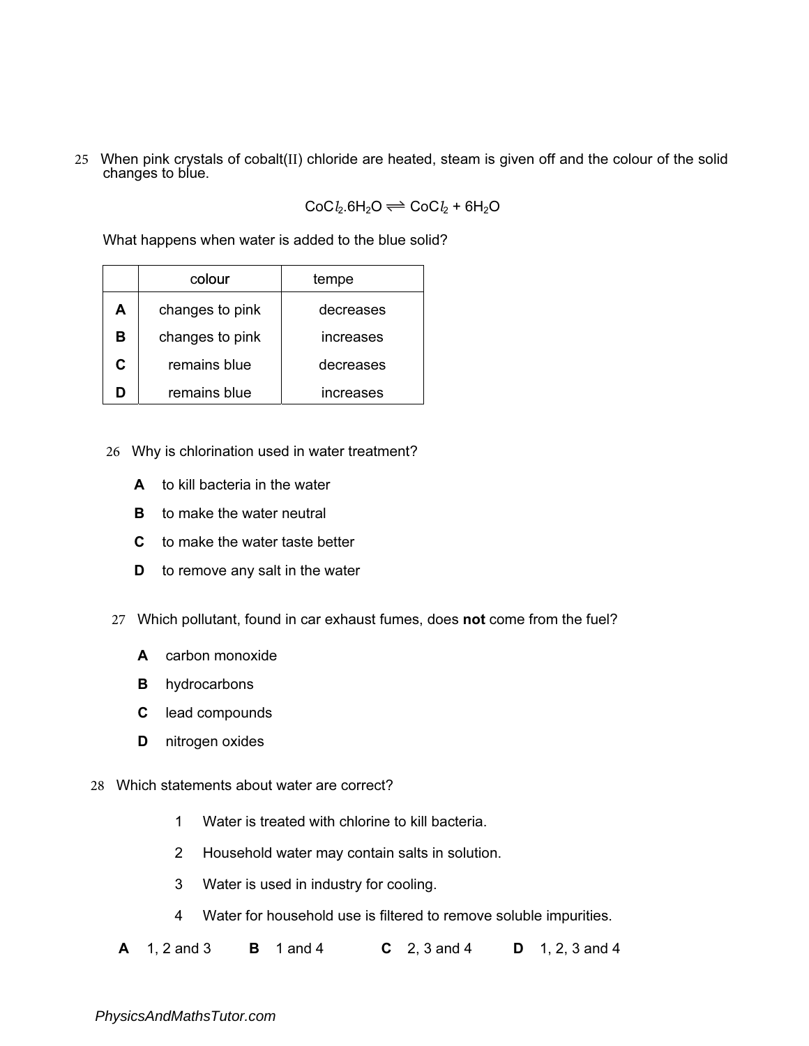25 When pink crystals of cobalt(II) chloride are heated, steam is given off and the colour of the solid changes to blue.

$$CoCl_2.6H_2O \rightleftharpoons CoCl_2 + 6H_2O$$

What happens when water is added to the blue solid?

| | colour | tempe |
|---|---|---|
| **A** | changes to pink | decreases |
| **B** | changes to pink | increases |
| **C** | remains blue | decreases |
| **D** | remains blue | increases |

26 Why is chlorination used in water treatment?

**A** to kill bacteria in the water

**B** to make the water neutral

**C** to make the water taste better

**D** to remove any salt in the water

27 Which pollutant, found in car exhaust fumes, does **not** come from the fuel?

**A** carbon monoxide

**B** hydrocarbons

**C** lead compounds

**D** nitrogen oxides

28 Which statements about water are correct?

1 Water is treated with chlorine to kill bacteria.

2 Household water may contain salts in solution.

3 Water is used in industry for cooling.

4 Water for household use is filtered to remove soluble impurities.

**A** 1, 2 and 3 **B** 1 and 4 **C** 2, 3 and 4 **D** 1, 2, 3 and 4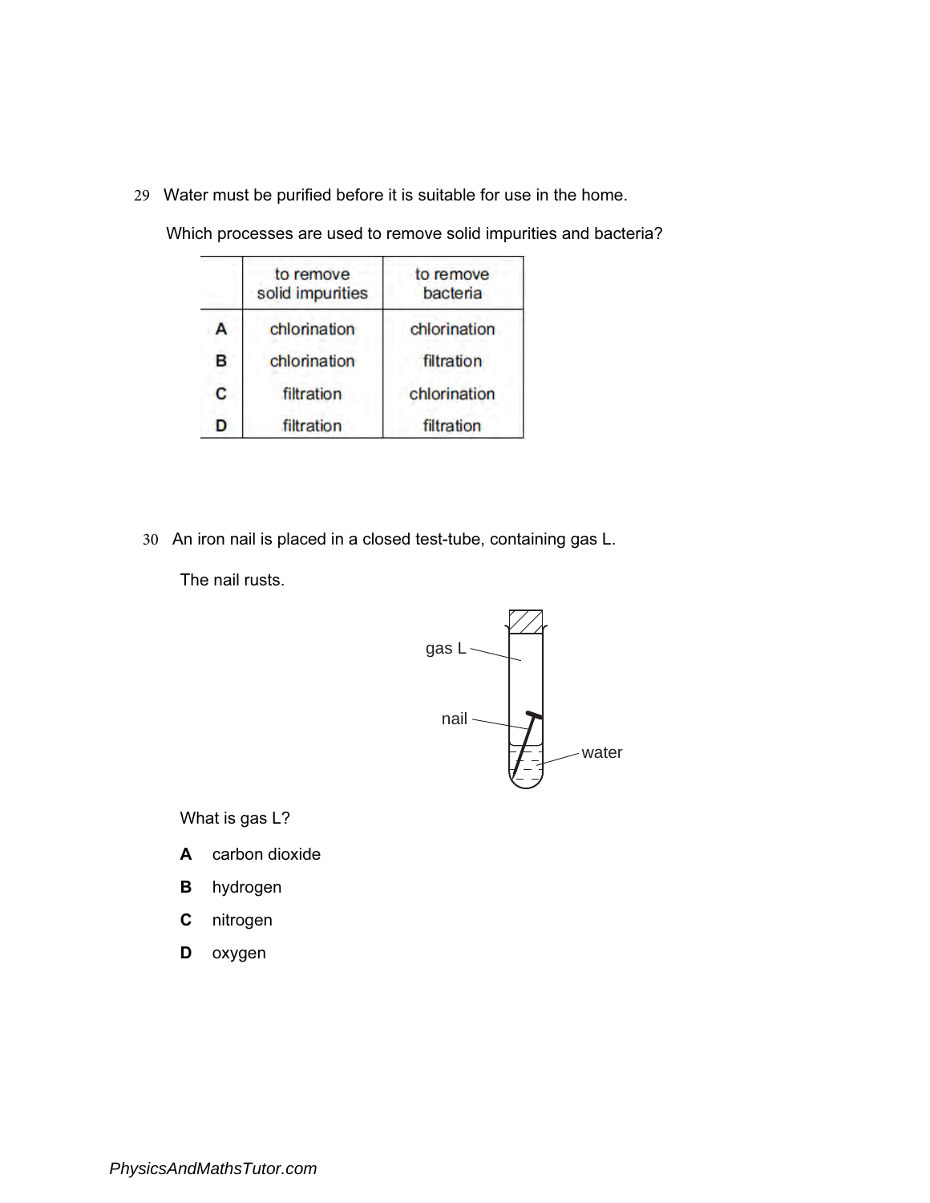29 Water must be purified before it is suitable for use in the home.

Which processes are used to remove solid impurities and bacteria?

| | to remove solid impurities | to remove bacteria |
|---|---|---|
| **A** | chlorination | chlorination |
| **B** | chlorination | filtration |
| **C** | filtration | chlorination |
| **D** | filtration | filtration |

30 An iron nail is placed in a closed test-tube, containing gas L.

The nail rusts.

gas L

nail

water

What is gas L?

**A** carbon dioxide

**B** hydrogen

**C** nitrogen

**D** oxygen